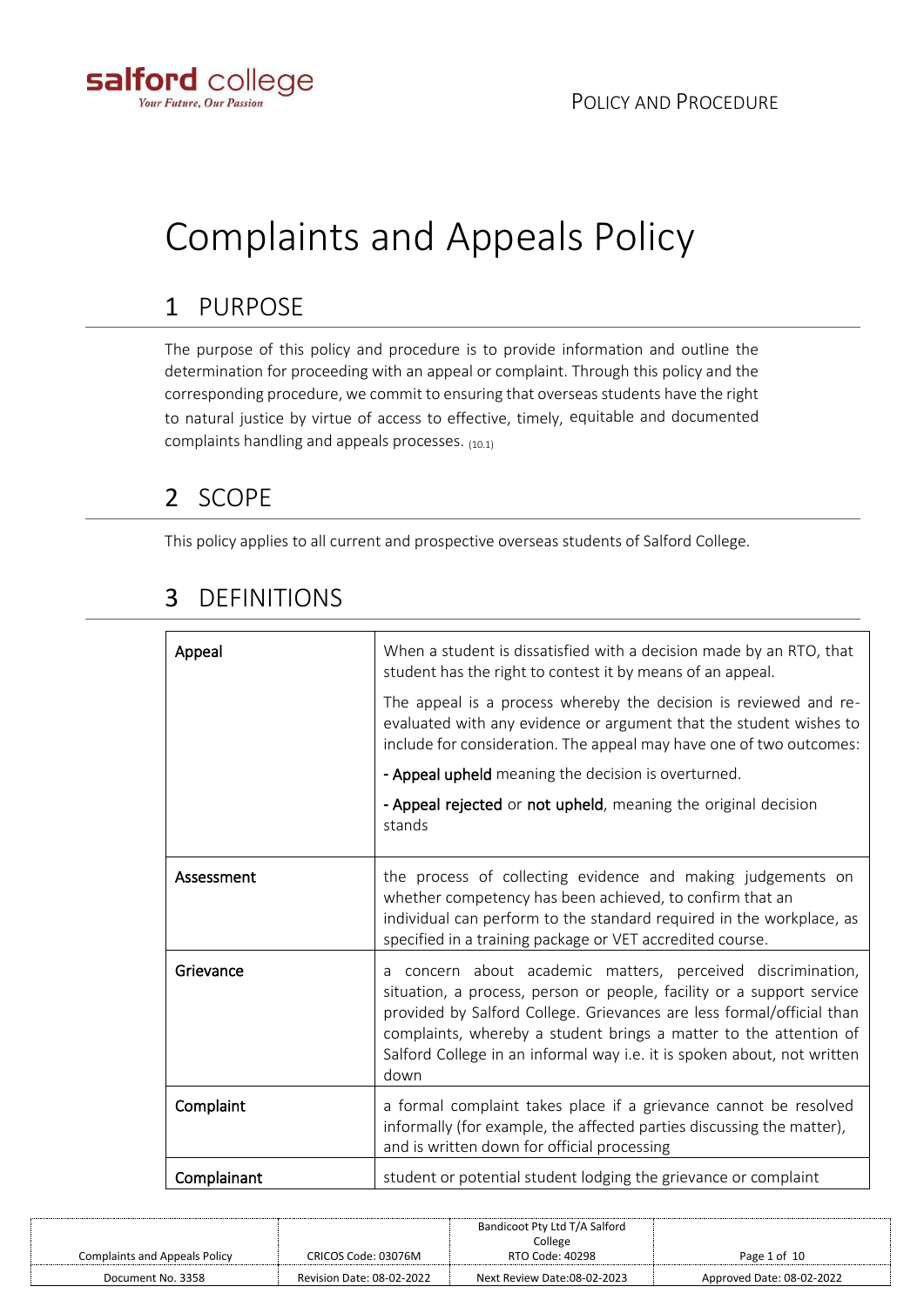# Complaints and Appeals Policy

## 1 PURPOSE

The purpose of this policy and procedure is to provide information and outline the determination for proceeding with an appeal or complaint. Through this policy and the corresponding procedure, we commit to ensuring that overseas students have the right to natural justice by virtue of access to effective, timely, equitable and documented complaints handling and appeals processes. (10.1)

## 2 SCOPE

This policy applies to all current and prospective overseas students of Salford College.

## 3 DEFINITIONS

| | |
|---|---|
| **Appeal** | When a student is dissatisfied with a decision made by an RTO, that student has the right to contest it by means of an appeal.<br><br>The appeal is a process whereby the decision is reviewed and re-evaluated with any evidence or argument that the student wishes to include for consideration. The appeal may have one of two outcomes:<br><br>**- Appeal upheld** meaning the decision is overturned.<br><br>**- Appeal rejected** or **not upheld**, meaning the original decision stands |
| **Assessment** | the process of collecting evidence and making judgements on whether competency has been achieved, to confirm that an individual can perform to the standard required in the workplace, as specified in a training package or VET accredited course. |
| **Grievance** | a concern about academic matters, perceived discrimination, situation, a process, person or people, facility or a support service provided by Salford College. Grievances are less formal/official than complaints, whereby a student brings a matter to the attention of Salford College in an informal way i.e. it is spoken about, not written down |
| **Complaint** | a formal complaint takes place if a grievance cannot be resolved informally (for example, the affected parties discussing the matter), and is written down for official processing |
| **Complainant** | student or potential student lodging the grievance or complaint |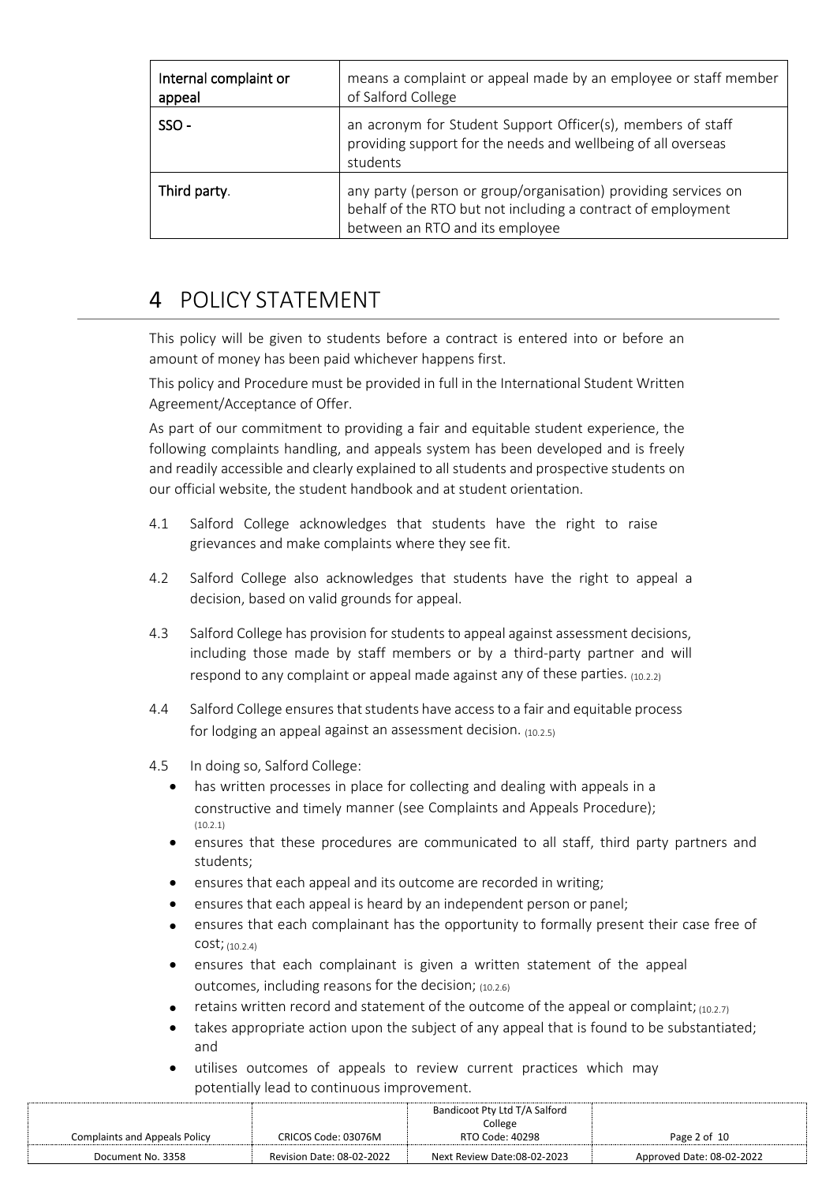| Internal complaint or appeal | means a complaint or appeal made by an employee or staff member of Salford College |
|---|---|
| SSO - | an acronym for Student Support Officer(s), members of staff providing support for the needs and wellbeing of all overseas students |
| Third party. | any party (person or group/organisation) providing services on behalf of the RTO but not including a contract of employment between an RTO and its employee |

# 4 POLICY STATEMENT

This policy will be given to students before a contract is entered into or before an amount of money has been paid whichever happens first.

This policy and Procedure must be provided in full in the International Student Written Agreement/Acceptance of Offer.

As part of our commitment to providing a fair and equitable student experience, the following complaints handling, and appeals system has been developed and is freely and readily accessible and clearly explained to all students and prospective students on our official website, the student handbook and at student orientation.

4.1 Salford College acknowledges that students have the right to raise grievances and make complaints where they see fit.

4.2 Salford College also acknowledges that students have the right to appeal a decision, based on valid grounds for appeal.

4.3 Salford College has provision for students to appeal against assessment decisions, including those made by staff members or by a third-party partner and will respond to any complaint or appeal made against any of these parties. (10.2.2)

4.4 Salford College ensures that students have access to a fair and equitable process for lodging an appeal against an assessment decision. (10.2.5)

4.5 In doing so, Salford College:

- has written processes in place for collecting and dealing with appeals in a constructive and timely manner (see Complaints and Appeals Procedure); (10.2.1)
- ensures that these procedures are communicated to all staff, third party partners and students;
- ensures that each appeal and its outcome are recorded in writing;
- ensures that each appeal is heard by an independent person or panel;
- ensures that each complainant has the opportunity to formally present their case free of cost; (10.2.4)
- ensures that each complainant is given a written statement of the appeal outcomes, including reasons for the decision; (10.2.6)
- retains written record and statement of the outcome of the appeal or complaint; (10.2.7)
- takes appropriate action upon the subject of any appeal that is found to be substantiated; and
- utilises outcomes of appeals to review current practices which may potentially lead to continuous improvement.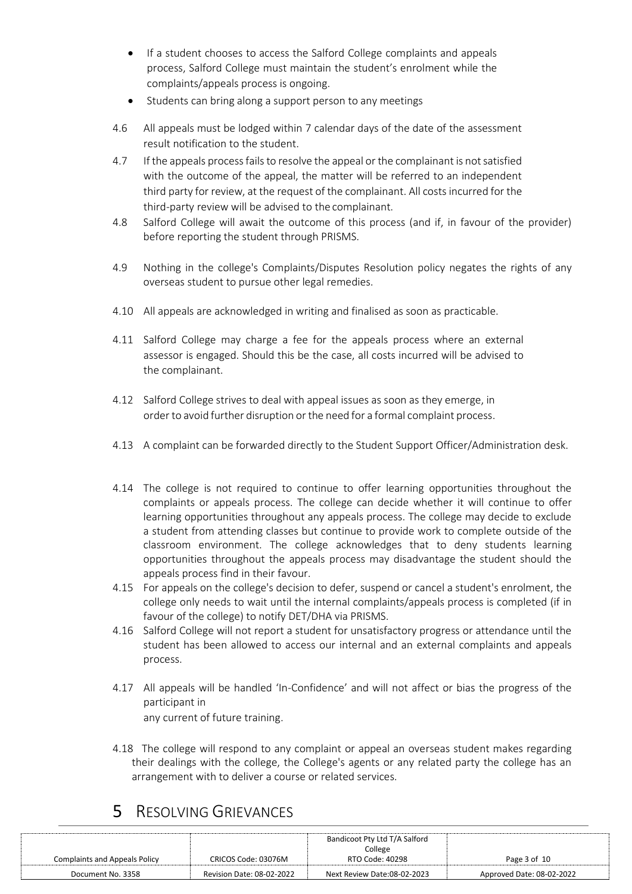- If a student chooses to access the Salford College complaints and appeals process, Salford College must maintain the student's enrolment while the complaints/appeals process is ongoing.
- Students can bring along a support person to any meetings

4.6 All appeals must be lodged within 7 calendar days of the date of the assessment result notification to the student.

4.7 If the appeals process fails to resolve the appeal or the complainant is not satisfied with the outcome of the appeal, the matter will be referred to an independent third party for review, at the request of the complainant. All costs incurred for the third-party review will be advised to the complainant.

4.8 Salford College will await the outcome of this process (and if, in favour of the provider) before reporting the student through PRISMS.

4.9 Nothing in the college's Complaints/Disputes Resolution policy negates the rights of any overseas student to pursue other legal remedies.

4.10 All appeals are acknowledged in writing and finalised as soon as practicable.

4.11 Salford College may charge a fee for the appeals process where an external assessor is engaged. Should this be the case, all costs incurred will be advised to the complainant.

4.12 Salford College strives to deal with appeal issues as soon as they emerge, in order to avoid further disruption or the need for a formal complaint process.

4.13 A complaint can be forwarded directly to the Student Support Officer/Administration desk.

4.14 The college is not required to continue to offer learning opportunities throughout the complaints or appeals process. The college can decide whether it will continue to offer learning opportunities throughout any appeals process. The college may decide to exclude a student from attending classes but continue to provide work to complete outside of the classroom environment. The college acknowledges that to deny students learning opportunities throughout the appeals process may disadvantage the student should the appeals process find in their favour.

4.15 For appeals on the college's decision to defer, suspend or cancel a student's enrolment, the college only needs to wait until the internal complaints/appeals process is completed (if in favour of the college) to notify DET/DHA via PRISMS.

4.16 Salford College will not report a student for unsatisfactory progress or attendance until the student has been allowed to access our internal and an external complaints and appeals process.

4.17 All appeals will be handled 'In-Confidence' and will not affect or bias the progress of the participant in any current of future training.

4.18 The college will respond to any complaint or appeal an overseas student makes regarding their dealings with the college, the College's agents or any related party the college has an arrangement with to deliver a course or related services.

# 5 Resolving Grievances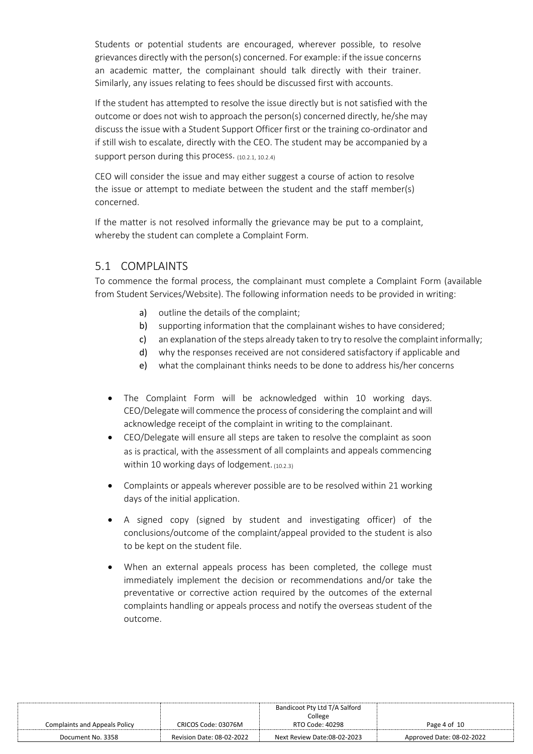Students or potential students are encouraged, wherever possible, to resolve grievances directly with the person(s) concerned. For example: if the issue concerns an academic matter, the complainant should talk directly with their trainer. Similarly, any issues relating to fees should be discussed first with accounts.

If the student has attempted to resolve the issue directly but is not satisfied with the outcome or does not wish to approach the person(s) concerned directly, he/she may discuss the issue with a Student Support Officer first or the training co-ordinator and if still wish to escalate, directly with the CEO. The student may be accompanied by a support person during this process. (10.2.1, 10.2.4)

CEO will consider the issue and may either suggest a course of action to resolve the issue or attempt to mediate between the student and the staff member(s) concerned.

If the matter is not resolved informally the grievance may be put to a complaint, whereby the student can complete a Complaint Form.

## 5.1 COMPLAINTS

To commence the formal process, the complainant must complete a Complaint Form (available from Student Services/Website). The following information needs to be provided in writing:

a) outline the details of the complaint;
b) supporting information that the complainant wishes to have considered;
c) an explanation of the steps already taken to try to resolve the complaint informally;
d) why the responses received are not considered satisfactory if applicable and
e) what the complainant thinks needs to be done to address his/her concerns

- The Complaint Form will be acknowledged within 10 working days. CEO/Delegate will commence the process of considering the complaint and will acknowledge receipt of the complaint in writing to the complainant.
- CEO/Delegate will ensure all steps are taken to resolve the complaint as soon as is practical, with the assessment of all complaints and appeals commencing within 10 working days of lodgement. (10.2.3)
- Complaints or appeals wherever possible are to be resolved within 21 working days of the initial application.
- A signed copy (signed by student and investigating officer) of the conclusions/outcome of the complaint/appeal provided to the student is also to be kept on the student file.
- When an external appeals process has been completed, the college must immediately implement the decision or recommendations and/or take the preventative or corrective action required by the outcomes of the external complaints handling or appeals process and notify the overseas student of the outcome.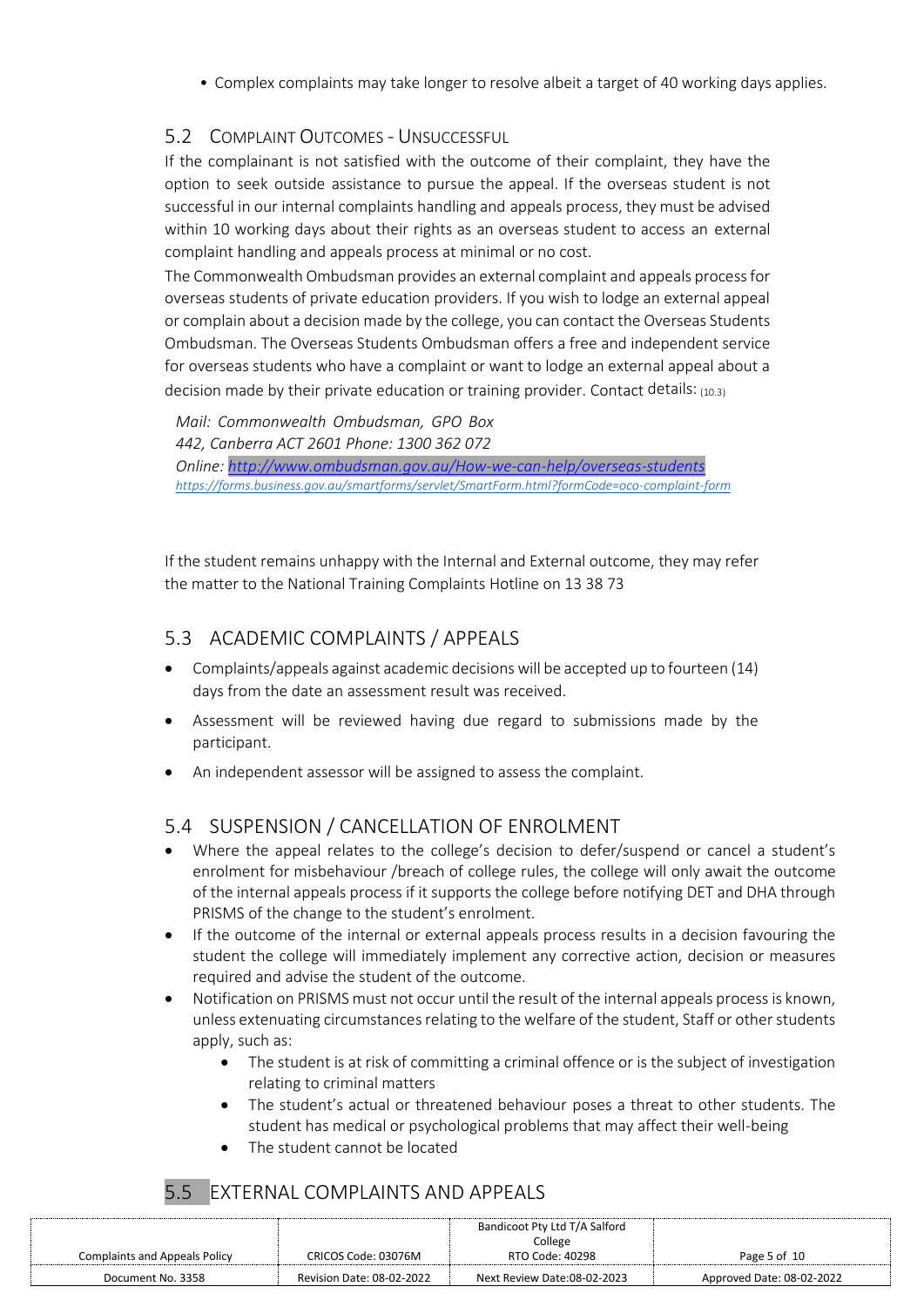- Complex complaints may take longer to resolve albeit a target of 40 working days applies.

## 5.2 Complaint Outcomes - Unsuccessful

If the complainant is not satisfied with the outcome of their complaint, they have the option to seek outside assistance to pursue the appeal. If the overseas student is not successful in our internal complaints handling and appeals process, they must be advised within 10 working days about their rights as an overseas student to access an external complaint handling and appeals process at minimal or no cost.

The Commonwealth Ombudsman provides an external complaint and appeals process for overseas students of private education providers. If you wish to lodge an external appeal or complain about a decision made by the college, you can contact the Overseas Students Ombudsman. The Overseas Students Ombudsman offers a free and independent service for overseas students who have a complaint or want to lodge an external appeal about a decision made by their private education or training provider. Contact details: (10.3)

*Mail: Commonwealth Ombudsman, GPO Box 442, Canberra ACT 2601 Phone: 1300 362 072*
*Online: [http://www.ombudsman.gov.au/How-we-can-help/overseas-students](http://www.ombudsman.gov.au/How-we-can-help/overseas-students)*
*[https://forms.business.gov.au/smartforms/servlet/SmartForm.html?formCode=oco-complaint-form](https://forms.business.gov.au/smartforms/servlet/SmartForm.html?formCode=oco-complaint-form)*

If the student remains unhappy with the Internal and External outcome, they may refer the matter to the National Training Complaints Hotline on 13 38 73

## 5.3 ACADEMIC COMPLAINTS / APPEALS

- Complaints/appeals against academic decisions will be accepted up to fourteen (14) days from the date an assessment result was received.
- Assessment will be reviewed having due regard to submissions made by the participant.
- An independent assessor will be assigned to assess the complaint.

## 5.4 SUSPENSION / CANCELLATION OF ENROLMENT

- Where the appeal relates to the college's decision to defer/suspend or cancel a student's enrolment for misbehaviour /breach of college rules, the college will only await the outcome of the internal appeals process if it supports the college before notifying DET and DHA through PRISMS of the change to the student's enrolment.
- If the outcome of the internal or external appeals process results in a decision favouring the student the college will immediately implement any corrective action, decision or measures required and advise the student of the outcome.
- Notification on PRISMS must not occur until the result of the internal appeals process is known, unless extenuating circumstances relating to the welfare of the student, Staff or other students apply, such as:
  - The student is at risk of committing a criminal offence or is the subject of investigation relating to criminal matters
  - The student's actual or threatened behaviour poses a threat to other students. The student has medical or psychological problems that may affect their well-being
  - The student cannot be located

## 5.5 EXTERNAL COMPLAINTS AND APPEALS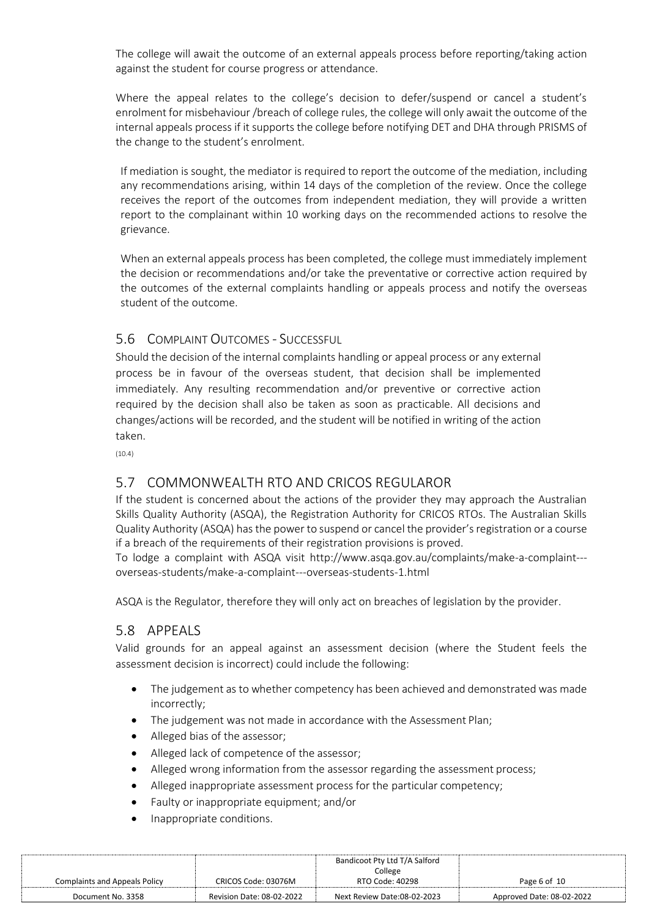The college will await the outcome of an external appeals process before reporting/taking action against the student for course progress or attendance.

Where the appeal relates to the college's decision to defer/suspend or cancel a student's enrolment for misbehaviour /breach of college rules, the college will only await the outcome of the internal appeals process if it supports the college before notifying DET and DHA through PRISMS of the change to the student's enrolment.

If mediation is sought, the mediator is required to report the outcome of the mediation, including any recommendations arising, within 14 days of the completion of the review. Once the college receives the report of the outcomes from independent mediation, they will provide a written report to the complainant within 10 working days on the recommended actions to resolve the grievance.

When an external appeals process has been completed, the college must immediately implement the decision or recommendations and/or take the preventative or corrective action required by the outcomes of the external complaints handling or appeals process and notify the overseas student of the outcome.

## 5.6 COMPLAINT OUTCOMES - SUCCESSFUL

Should the decision of the internal complaints handling or appeal process or any external process be in favour of the overseas student, that decision shall be implemented immediately. Any resulting recommendation and/or preventive or corrective action required by the decision shall also be taken as soon as practicable. All decisions and changes/actions will be recorded, and the student will be notified in writing of the action taken.

(10.4)

## 5.7 COMMONWEALTH RTO AND CRICOS REGULAROR

If the student is concerned about the actions of the provider they may approach the Australian Skills Quality Authority (ASQA), the Registration Authority for CRICOS RTOs. The Australian Skills Quality Authority (ASQA) has the power to suspend or cancel the provider's registration or a course if a breach of the requirements of their registration provisions is proved.

To lodge a complaint with ASQA visit http://www.asqa.gov.au/complaints/make-a-complaint---overseas-students/make-a-complaint---overseas-students-1.html

ASQA is the Regulator, therefore they will only act on breaches of legislation by the provider.

## 5.8 APPEALS

Valid grounds for an appeal against an assessment decision (where the Student feels the assessment decision is incorrect) could include the following:

- The judgement as to whether competency has been achieved and demonstrated was made incorrectly;
- The judgement was not made in accordance with the Assessment Plan;
- Alleged bias of the assessor;
- Alleged lack of competence of the assessor;
- Alleged wrong information from the assessor regarding the assessment process;
- Alleged inappropriate assessment process for the particular competency;
- Faulty or inappropriate equipment; and/or
- Inappropriate conditions.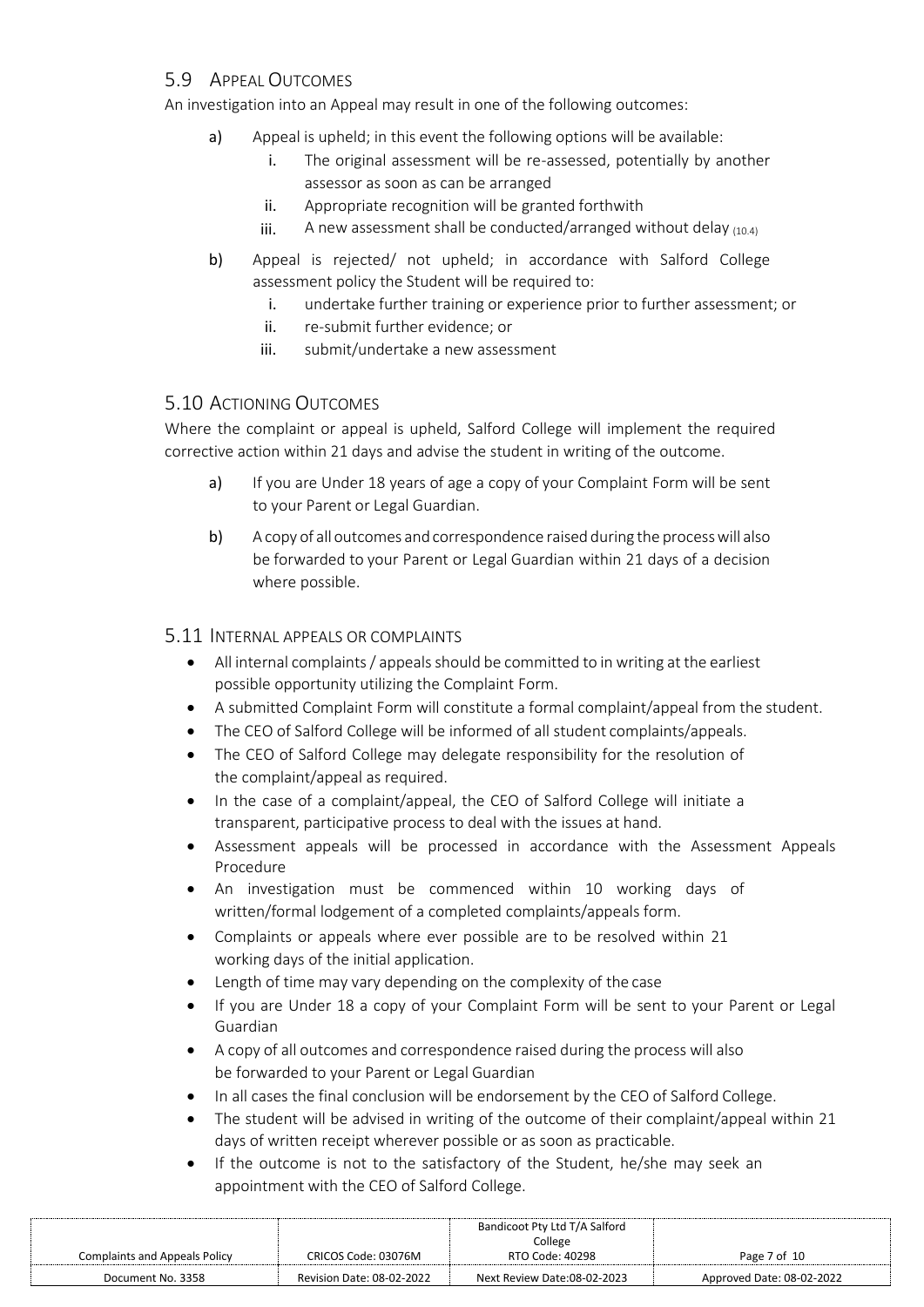## 5.9 Appeal Outcomes

An investigation into an Appeal may result in one of the following outcomes:

a) Appeal is upheld; in this event the following options will be available:
   i. The original assessment will be re-assessed, potentially by another assessor as soon as can be arranged
   ii. Appropriate recognition will be granted forthwith
   iii. A new assessment shall be conducted/arranged without delay (10.4)

b) Appeal is rejected/ not upheld; in accordance with Salford College assessment policy the Student will be required to:
   i. undertake further training or experience prior to further assessment; or
   ii. re-submit further evidence; or
   iii. submit/undertake a new assessment

## 5.10 Actioning Outcomes

Where the complaint or appeal is upheld, Salford College will implement the required corrective action within 21 days and advise the student in writing of the outcome.

a) If you are Under 18 years of age a copy of your Complaint Form will be sent to your Parent or Legal Guardian.

b) A copy of all outcomes and correspondence raised during the process will also be forwarded to your Parent or Legal Guardian within 21 days of a decision where possible.

## 5.11 Internal appeals or complaints

- All internal complaints / appeals should be committed to in writing at the earliest possible opportunity utilizing the Complaint Form.
- A submitted Complaint Form will constitute a formal complaint/appeal from the student.
- The CEO of Salford College will be informed of all student complaints/appeals.
- The CEO of Salford College may delegate responsibility for the resolution of the complaint/appeal as required.
- In the case of a complaint/appeal, the CEO of Salford College will initiate a transparent, participative process to deal with the issues at hand.
- Assessment appeals will be processed in accordance with the Assessment Appeals Procedure
- An investigation must be commenced within 10 working days of written/formal lodgement of a completed complaints/appeals form.
- Complaints or appeals where ever possible are to be resolved within 21 working days of the initial application.
- Length of time may vary depending on the complexity of the case
- If you are Under 18 a copy of your Complaint Form will be sent to your Parent or Legal Guardian
- A copy of all outcomes and correspondence raised during the process will also be forwarded to your Parent or Legal Guardian
- In all cases the final conclusion will be endorsement by the CEO of Salford College.
- The student will be advised in writing of the outcome of their complaint/appeal within 21 days of written receipt wherever possible or as soon as practicable.
- If the outcome is not to the satisfactory of the Student, he/she may seek an appointment with the CEO of Salford College.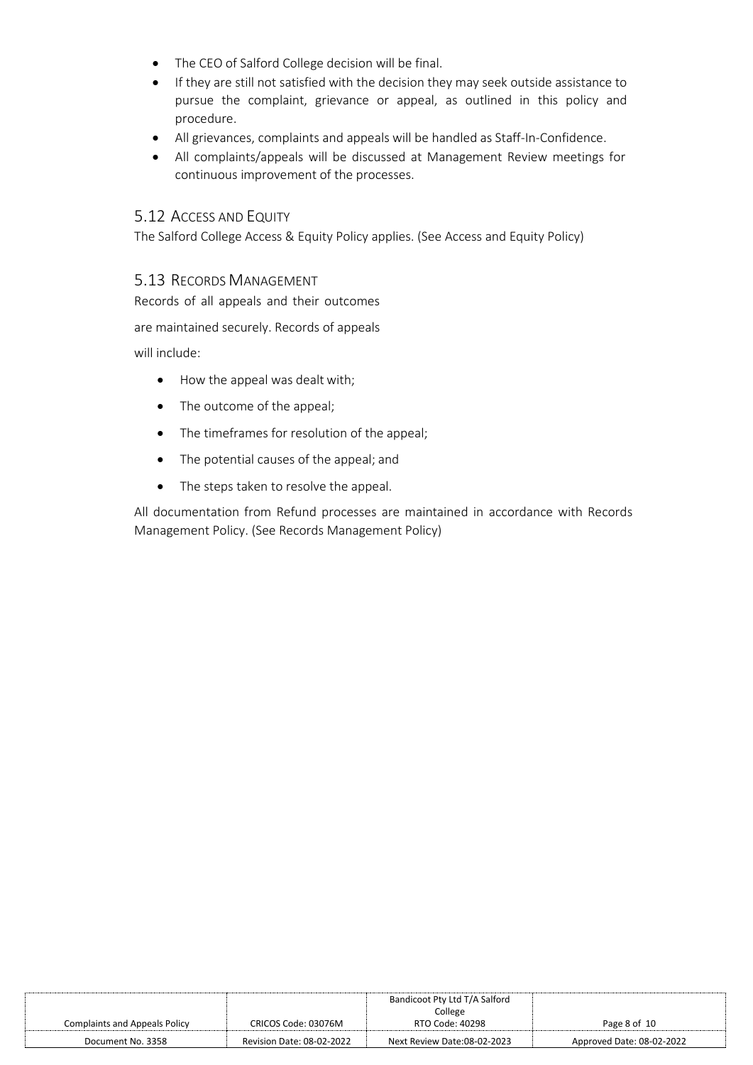- The CEO of Salford College decision will be final.
- If they are still not satisfied with the decision they may seek outside assistance to pursue the complaint, grievance or appeal, as outlined in this policy and procedure.
- All grievances, complaints and appeals will be handled as Staff-In-Confidence.
- All complaints/appeals will be discussed at Management Review meetings for continuous improvement of the processes.

## 5.12 Access and Equity

The Salford College Access & Equity Policy applies. (See Access and Equity Policy)

## 5.13 Records Management

Records of all appeals and their outcomes are maintained securely. Records of appeals will include:

- How the appeal was dealt with;
- The outcome of the appeal;
- The timeframes for resolution of the appeal;
- The potential causes of the appeal; and
- The steps taken to resolve the appeal.

All documentation from Refund processes are maintained in accordance with Records Management Policy. (See Records Management Policy)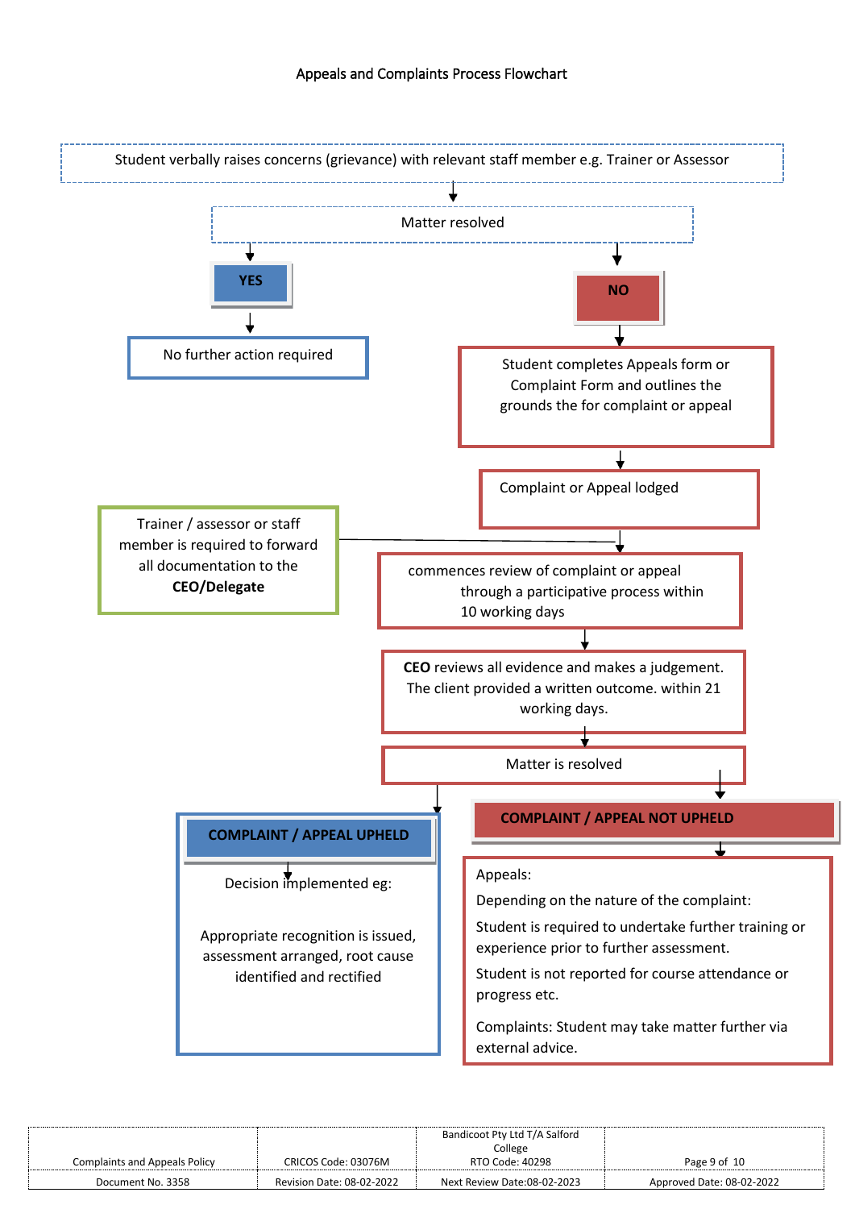Appeals and Complaints Process Flowchart

Student verbally raises concerns (grievance) with relevant staff member e.g. Trainer or Assessor

Matter resolved

**YES**

No further action required

**NO**

Student completes Appeals form or Complaint Form and outlines the grounds the for complaint or appeal

Complaint or Appeal lodged

Trainer / assessor or staff member is required to forward all documentation to the **CEO/Delegate**

commences review of complaint or appeal through a participative process within 10 working days

**CEO** reviews all evidence and makes a judgement. The client provided a written outcome. within 21 working days.

Matter is resolved

**COMPLAINT / APPEAL UPHELD**

Decision implemented eg:

Appropriate recognition is issued, assessment arranged, root cause identified and rectified

**COMPLAINT / APPEAL NOT UPHELD**

Appeals:

Depending on the nature of the complaint:

Student is required to undertake further training or experience prior to further assessment.

Student is not reported for course attendance or progress etc.

Complaints: Student may take matter further via external advice.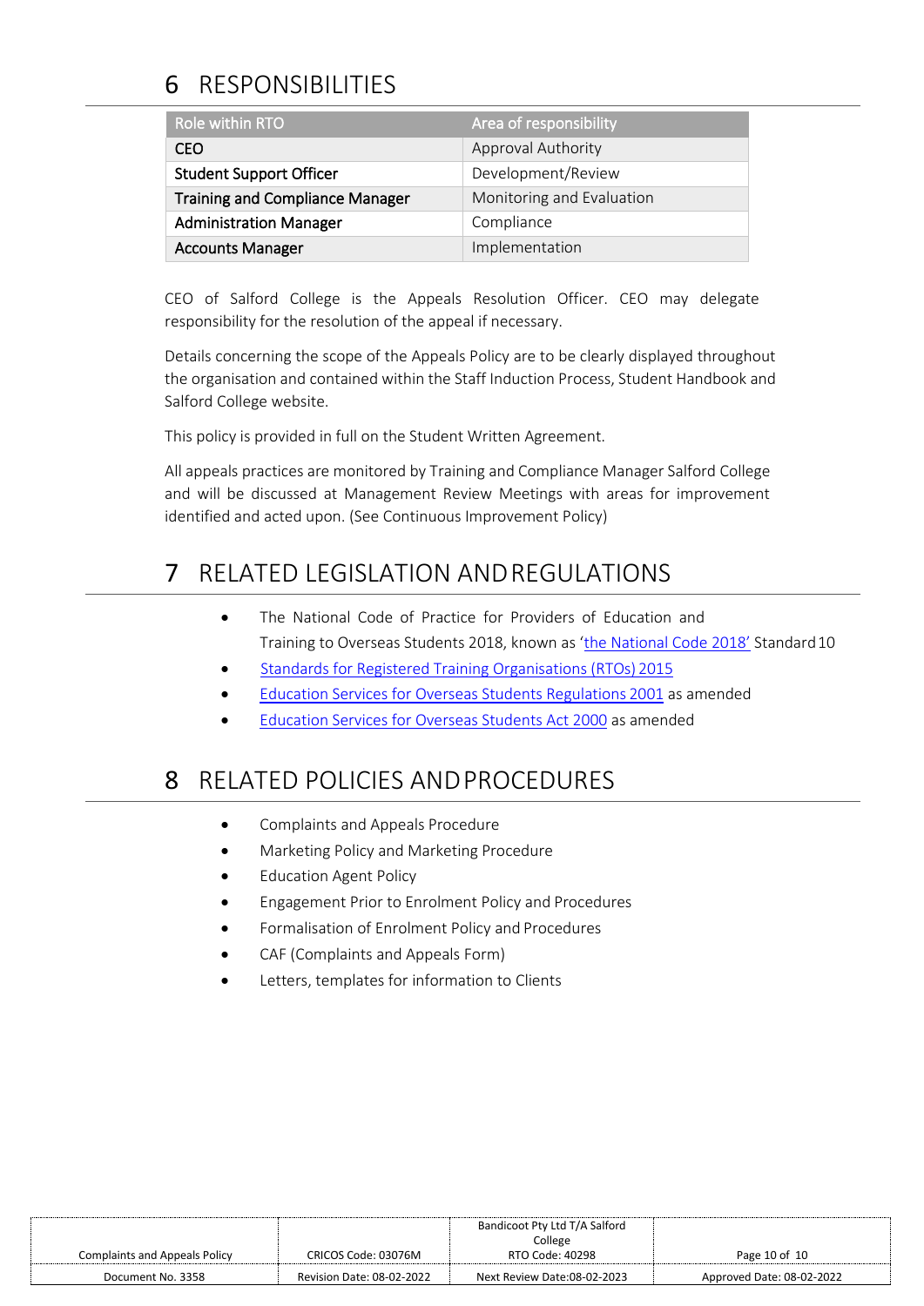# 6 RESPONSIBILITIES

| Role within RTO | Area of responsibility |
|---|---|
| CEO | Approval Authority |
| Student Support Officer | Development/Review |
| Training and Compliance Manager | Monitoring and Evaluation |
| Administration Manager | Compliance |
| Accounts Manager | Implementation |

CEO of Salford College is the Appeals Resolution Officer. CEO may delegate responsibility for the resolution of the appeal if necessary.

Details concerning the scope of the Appeals Policy are to be clearly displayed throughout the organisation and contained within the Staff Induction Process, Student Handbook and Salford College website.

This policy is provided in full on the Student Written Agreement.

All appeals practices are monitored by Training and Compliance Manager Salford College and will be discussed at Management Review Meetings with areas for improvement identified and acted upon. (See Continuous Improvement Policy)

# 7 RELATED LEGISLATION AND REGULATIONS

- The National Code of Practice for Providers of Education and Training to Overseas Students 2018, known as 'the National Code 2018' Standard 10
- Standards for Registered Training Organisations (RTOs) 2015
- Education Services for Overseas Students Regulations 2001 as amended
- Education Services for Overseas Students Act 2000 as amended

# 8 RELATED POLICIES AND PROCEDURES

- Complaints and Appeals Procedure
- Marketing Policy and Marketing Procedure
- Education Agent Policy
- Engagement Prior to Enrolment Policy and Procedures
- Formalisation of Enrolment Policy and Procedures
- CAF (Complaints and Appeals Form)
- Letters, templates for information to Clients